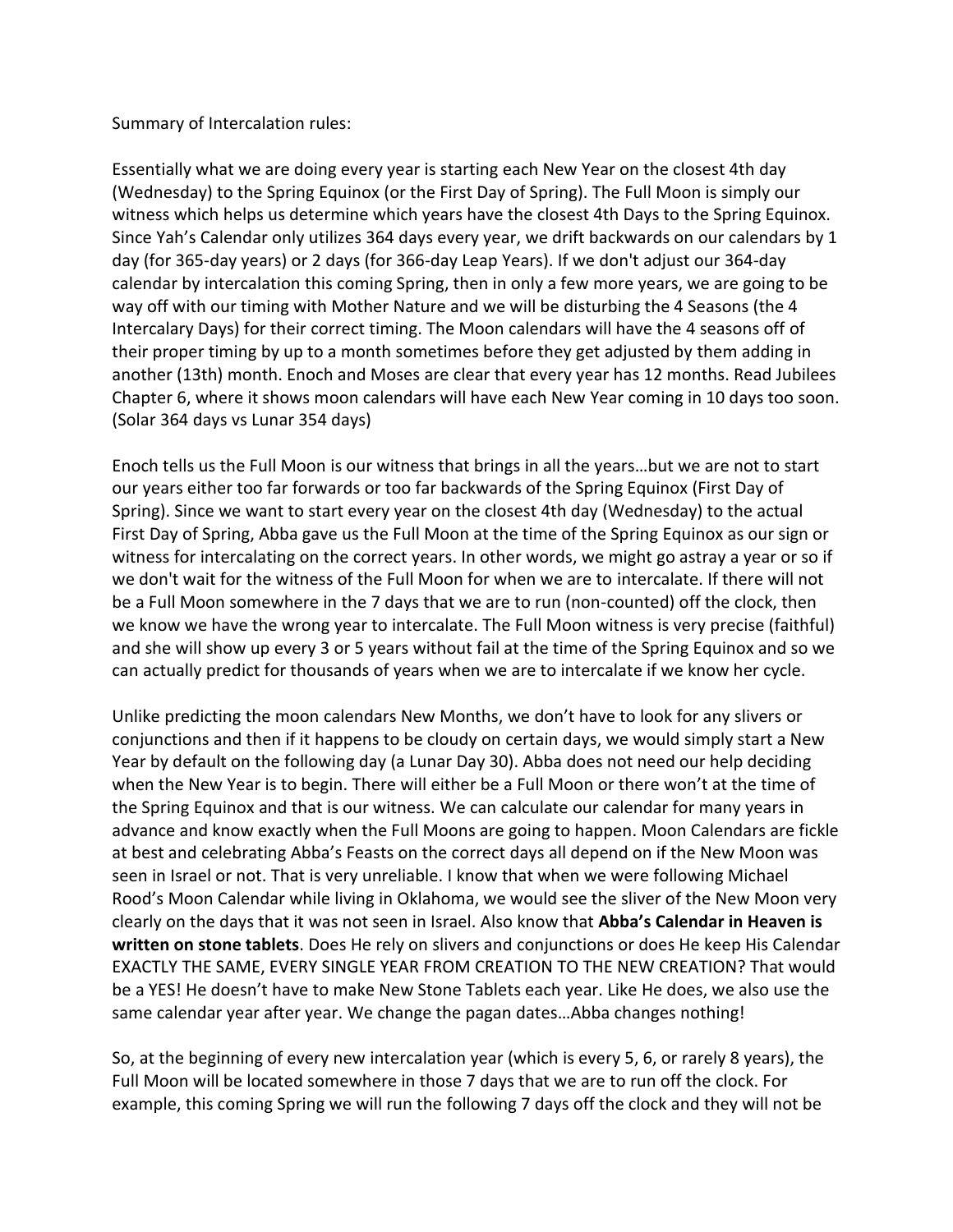Summary of Intercalation rules:

Essentially what we are doing every year is starting each New Year on the closest 4th day (Wednesday) to the Spring Equinox (or the First Day of Spring). The Full Moon is simply our witness which helps us determine which years have the closest 4th Days to the Spring Equinox. Since Yah's Calendar only utilizes 364 days every year, we drift backwards on our calendars by 1 day (for 365-day years) or 2 days (for 366-day Leap Years). If we don't adjust our 364-day calendar by intercalation this coming Spring, then in only a few more years, we are going to be way off with our timing with Mother Nature and we will be disturbing the 4 Seasons (the 4 Intercalary Days) for their correct timing. The Moon calendars will have the 4 seasons off of their proper timing by up to a month sometimes before they get adjusted by them adding in another (13th) month. Enoch and Moses are clear that every year has 12 months. Read Jubilees Chapter 6, where it shows moon calendars will have each New Year coming in 10 days too soon. (Solar 364 days vs Lunar 354 days)

Enoch tells us the Full Moon is our witness that brings in all the years…but we are not to start our years either too far forwards or too far backwards of the Spring Equinox (First Day of Spring). Since we want to start every year on the closest 4th day (Wednesday) to the actual First Day of Spring, Abba gave us the Full Moon at the time of the Spring Equinox as our sign or witness for intercalating on the correct years. In other words, we might go astray a year or so if we don't wait for the witness of the Full Moon for when we are to intercalate. If there will not be a Full Moon somewhere in the 7 days that we are to run (non-counted) off the clock, then we know we have the wrong year to intercalate. The Full Moon witness is very precise (faithful) and she will show up every 3 or 5 years without fail at the time of the Spring Equinox and so we can actually predict for thousands of years when we are to intercalate if we know her cycle.

Unlike predicting the moon calendars New Months, we don't have to look for any slivers or conjunctions and then if it happens to be cloudy on certain days, we would simply start a New Year by default on the following day (a Lunar Day 30). Abba does not need our help deciding when the New Year is to begin. There will either be a Full Moon or there won't at the time of the Spring Equinox and that is our witness. We can calculate our calendar for many years in advance and know exactly when the Full Moons are going to happen. Moon Calendars are fickle at best and celebrating Abba's Feasts on the correct days all depend on if the New Moon was seen in Israel or not. That is very unreliable. I know that when we were following Michael Rood's Moon Calendar while living in Oklahoma, we would see the sliver of the New Moon very clearly on the days that it was not seen in Israel. Also know that **Abba's Calendar in Heaven is written on stone tablets**. Does He rely on slivers and conjunctions or does He keep His Calendar EXACTLY THE SAME, EVERY SINGLE YEAR FROM CREATION TO THE NEW CREATION? That would be a YES! He doesn't have to make New Stone Tablets each year. Like He does, we also use the same calendar year after year. We change the pagan dates…Abba changes nothing!

So, at the beginning of every new intercalation year (which is every 5, 6, or rarely 8 years), the Full Moon will be located somewhere in those 7 days that we are to run off the clock. For example, this coming Spring we will run the following 7 days off the clock and they will not be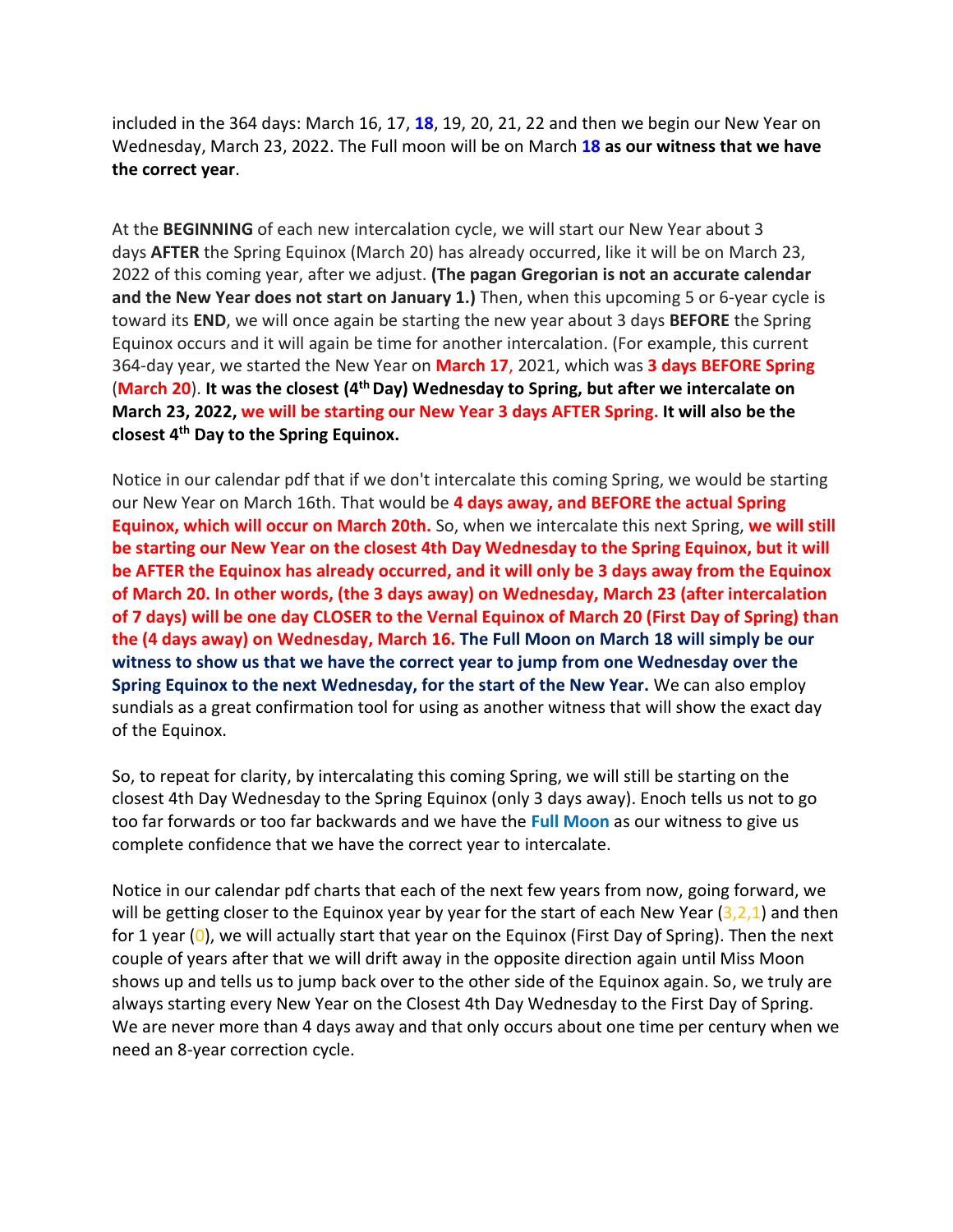included in the 364 days: March 16, 17, **18**, 19, 20, 21, 22 and then we begin our New Year on Wednesday, March 23, 2022. The Full moon will be on March **18** **as our witness that we have the correct year**.

At the **BEGINNING** of each new intercalation cycle, we will start our New Year about 3 days **AFTER** the Spring Equinox (March 20) has already occurred, like it will be on March 23, 2022 of this coming year, after we adjust. **(The pagan Gregorian is not an accurate calendar and the New Year does not start on January 1.)** Then, when this upcoming 5 or 6-year cycle is toward its **END**, we will once again be starting the new year about 3 days **BEFORE** the Spring Equinox occurs and it will again be time for another intercalation. (For example, this current 364-day year, we started the New Year on **March 17**, 2021, which was **3 days BEFORE Spring** (**March 20**). **It was the closest (4th Day) Wednesday to Spring, but after we intercalate on March 23, 2022, we will be starting our New Year 3 days AFTER Spring. It will also be the closest 4th Day to the Spring Equinox.**

Notice in our calendar pdf that if we don't intercalate this coming Spring, we would be starting our New Year on March 16th. That would be **4 days away, and BEFORE the actual Spring Equinox, which will occur on March 20th.** So, when we intercalate this next Spring, **we will still be starting our New Year on the closest 4th Day Wednesday to the Spring Equinox, but it will be AFTER the Equinox has already occurred, and it will only be 3 days away from the Equinox of March 20. In other words, (the 3 days away) on Wednesday, March 23 (after intercalation of 7 days) will be one day CLOSER to the Vernal Equinox of March 20 (First Day of Spring) than the (4 days away) on Wednesday, March 16. The Full Moon on March 18 will simply be our witness to show us that we have the correct year to jump from one Wednesday over the Spring Equinox to the next Wednesday, for the start of the New Year.** We can also employ sundials as a great confirmation tool for using as another witness that will show the exact day of the Equinox.

So, to repeat for clarity, by intercalating this coming Spring, we will still be starting on the closest 4th Day Wednesday to the Spring Equinox (only 3 days away). Enoch tells us not to go too far forwards or too far backwards and we have the **Full Moon** as our witness to give us complete confidence that we have the correct year to intercalate.

Notice in our calendar pdf charts that each of the next few years from now, going forward, we will be getting closer to the Equinox year by year for the start of each New Year (3,2,1) and then for 1 year (0), we will actually start that year on the Equinox (First Day of Spring). Then the next couple of years after that we will drift away in the opposite direction again until Miss Moon shows up and tells us to jump back over to the other side of the Equinox again. So, we truly are always starting every New Year on the Closest 4th Day Wednesday to the First Day of Spring. We are never more than 4 days away and that only occurs about one time per century when we need an 8-year correction cycle.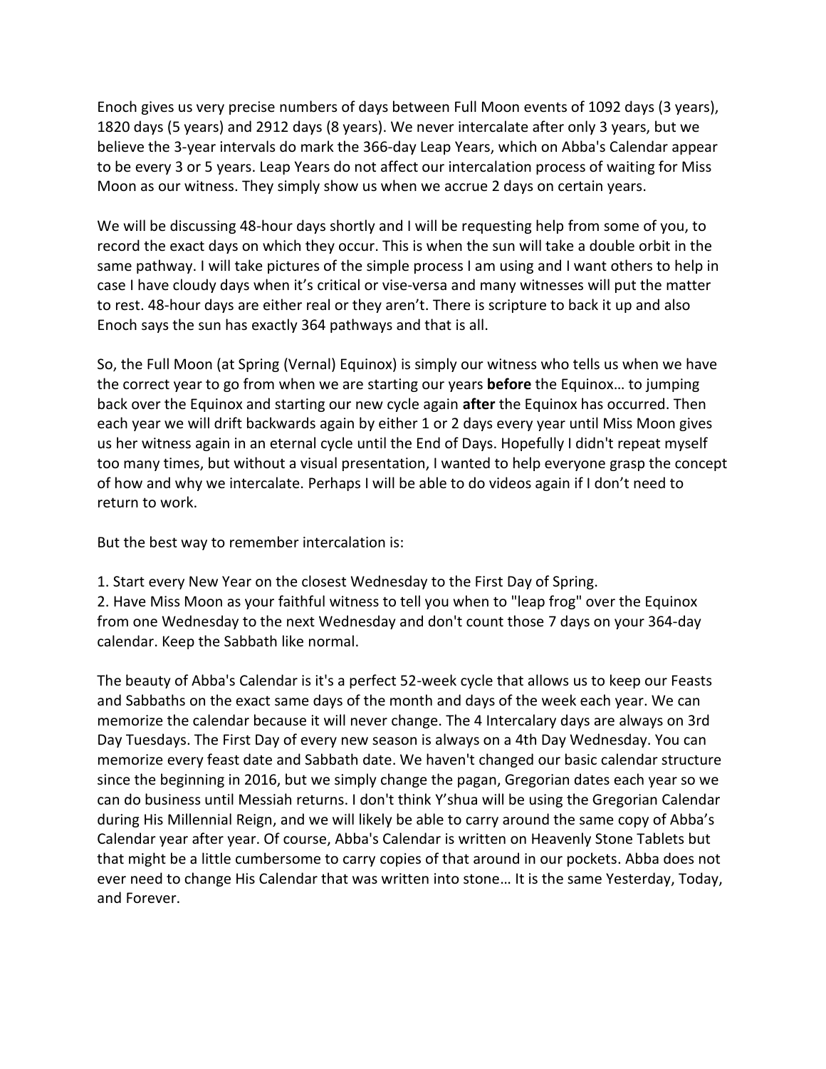Enoch gives us very precise numbers of days between Full Moon events of 1092 days (3 years), 1820 days (5 years) and 2912 days (8 years). We never intercalate after only 3 years, but we believe the 3-year intervals do mark the 366-day Leap Years, which on Abba's Calendar appear to be every 3 or 5 years. Leap Years do not affect our intercalation process of waiting for Miss Moon as our witness. They simply show us when we accrue 2 days on certain years.

We will be discussing 48-hour days shortly and I will be requesting help from some of you, to record the exact days on which they occur. This is when the sun will take a double orbit in the same pathway. I will take pictures of the simple process I am using and I want others to help in case I have cloudy days when it's critical or vise-versa and many witnesses will put the matter to rest. 48-hour days are either real or they aren't. There is scripture to back it up and also Enoch says the sun has exactly 364 pathways and that is all.

So, the Full Moon (at Spring (Vernal) Equinox) is simply our witness who tells us when we have the correct year to go from when we are starting our years **before** the Equinox… to jumping back over the Equinox and starting our new cycle again **after** the Equinox has occurred. Then each year we will drift backwards again by either 1 or 2 days every year until Miss Moon gives us her witness again in an eternal cycle until the End of Days. Hopefully I didn't repeat myself too many times, but without a visual presentation, I wanted to help everyone grasp the concept of how and why we intercalate. Perhaps I will be able to do videos again if I don't need to return to work.

But the best way to remember intercalation is:

1. Start every New Year on the closest Wednesday to the First Day of Spring.
2. Have Miss Moon as your faithful witness to tell you when to "leap frog" over the Equinox from one Wednesday to the next Wednesday and don't count those 7 days on your 364-day calendar. Keep the Sabbath like normal.

The beauty of Abba's Calendar is it's a perfect 52-week cycle that allows us to keep our Feasts and Sabbaths on the exact same days of the month and days of the week each year. We can memorize the calendar because it will never change. The 4 Intercalary days are always on 3rd Day Tuesdays. The First Day of every new season is always on a 4th Day Wednesday. You can memorize every feast date and Sabbath date. We haven't changed our basic calendar structure since the beginning in 2016, but we simply change the pagan, Gregorian dates each year so we can do business until Messiah returns. I don't think Y'shua will be using the Gregorian Calendar during His Millennial Reign, and we will likely be able to carry around the same copy of Abba's Calendar year after year. Of course, Abba's Calendar is written on Heavenly Stone Tablets but that might be a little cumbersome to carry copies of that around in our pockets. Abba does not ever need to change His Calendar that was written into stone… It is the same Yesterday, Today, and Forever.